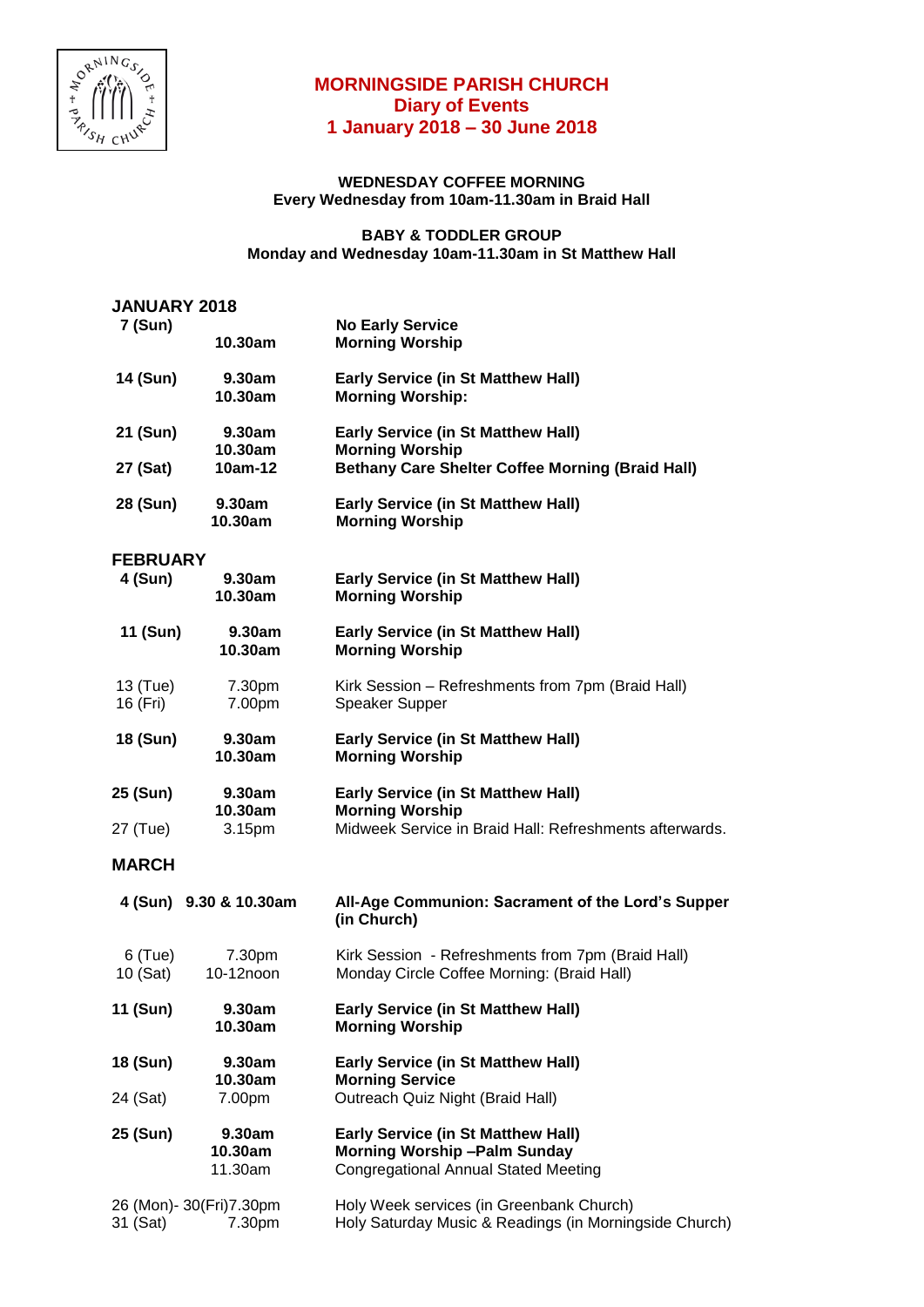# MORNINGSIDE PARISH CHURCH
## Diary of Events
## 1 January 2018 – 30 June 2018

**WEDNESDAY COFFEE MORNING**
**Every Wednesday from 10am-11.30am in Braid Hall**

**BABY & TODDLER GROUP**
**Monday and Wednesday 10am-11.30am in St Matthew Hall**

### JANUARY 2018

| | | |
|---|---|---|
| **7 (Sun)** | | **No Early Service** |
| | **10.30am** | **Morning Worship** |
| **14 (Sun)** | **9.30am** | **Early Service (in St Matthew Hall)** |
| | **10.30am** | **Morning Worship:** |
| **21 (Sun)** | **9.30am** | **Early Service (in St Matthew Hall)** |
| | **10.30am** | **Morning Worship** |
| **27 (Sat)** | **10am-12** | **Bethany Care Shelter Coffee Morning (Braid Hall)** |
| **28 (Sun)** | **9.30am** | **Early Service (in St Matthew Hall)** |
| | **10.30am** | **Morning Worship** |

### FEBRUARY

| | | |
|---|---|---|
| **4 (Sun)** | **9.30am** | **Early Service (in St Matthew Hall)** |
| | **10.30am** | **Morning Worship** |
| **11 (Sun)** | **9.30am** | **Early Service (in St Matthew Hall)** |
| | **10.30am** | **Morning Worship** |
| 13 (Tue) | 7.30pm | Kirk Session – Refreshments from 7pm (Braid Hall) |
| 16 (Fri) | 7.00pm | Speaker Supper |
| **18 (Sun)** | **9.30am** | **Early Service (in St Matthew Hall)** |
| | **10.30am** | **Morning Worship** |
| **25 (Sun)** | **9.30am** | **Early Service (in St Matthew Hall)** |
| | **10.30am** | **Morning Worship** |
| 27 (Tue) | 3.15pm | Midweek Service in Braid Hall: Refreshments afterwards. |

### MARCH

| | | |
|---|---|---|
| **4 (Sun)** | **9.30 & 10.30am** | **All-Age Communion: Sacrament of the Lord's Supper (in Church)** |
| 6 (Tue) | 7.30pm | Kirk Session - Refreshments from 7pm (Braid Hall) |
| 10 (Sat) | 10-12noon | Monday Circle Coffee Morning: (Braid Hall) |
| **11 (Sun)** | **9.30am** | **Early Service (in St Matthew Hall)** |
| | **10.30am** | **Morning Worship** |
| **18 (Sun)** | **9.30am** | **Early Service (in St Matthew Hall)** |
| | **10.30am** | **Morning Service** |
| 24 (Sat) | 7.00pm | Outreach Quiz Night (Braid Hall) |
| **25 (Sun)** | **9.30am** | **Early Service (in St Matthew Hall)** |
| | **10.30am** | **Morning Worship –Palm Sunday** |
| | 11.30am | Congregational Annual Stated Meeting |
| 26 (Mon)- 30(Fri) | 7.30pm | Holy Week services (in Greenbank Church) |
| 31 (Sat) | 7.30pm | Holy Saturday Music & Readings (in Morningside Church) |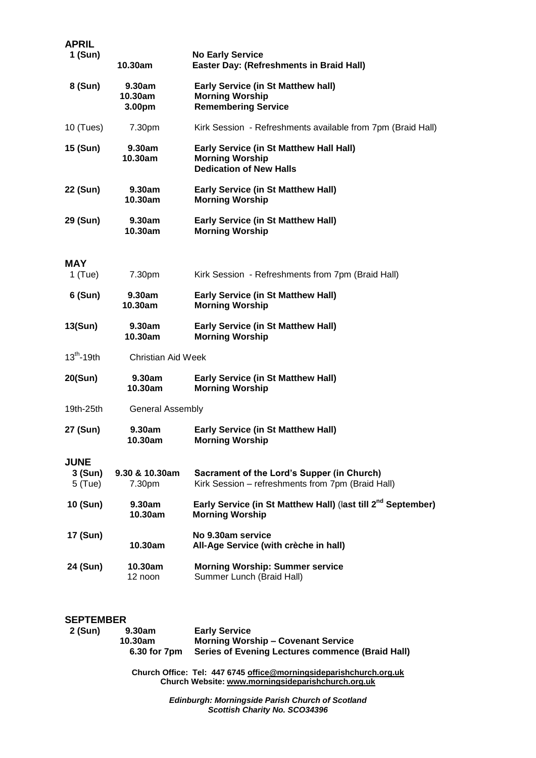## APRIL

| | | |
|---|---|---|
| **1 (Sun)** | | **No Early Service** |
| | **10.30am** | **Easter Day: (Refreshments in Braid Hall)** |
| **8 (Sun)** | **9.30am** | **Early Service (in St Matthew hall)** |
| | **10.30am** | **Morning Worship** |
| | **3.00pm** | **Remembering Service** |
| 10 (Tues) | 7.30pm | Kirk Session - Refreshments available from 7pm (Braid Hall) |
| **15 (Sun)** | **9.30am** | **Early Service (in St Matthew Hall Hall)** |
| | **10.30am** | **Morning Worship** |
| | | **Dedication of New Halls** |
| **22 (Sun)** | **9.30am** | **Early Service (in St Matthew Hall)** |
| | **10.30am** | **Morning Worship** |
| **29 (Sun)** | **9.30am** | **Early Service (in St Matthew Hall)** |
| | **10.30am** | **Morning Worship** |

## MAY

| | | |
|---|---|---|
| 1 (Tue) | 7.30pm | Kirk Session - Refreshments from 7pm (Braid Hall) |
| **6 (Sun)** | **9.30am** | **Early Service (in St Matthew Hall)** |
| | **10.30am** | **Morning Worship** |
| **13(Sun)** | **9.30am** | **Early Service (in St Matthew Hall)** |
| | **10.30am** | **Morning Worship** |
| 13th-19th | Christian Aid Week | |
| **20(Sun)** | **9.30am** | **Early Service (in St Matthew Hall)** |
| | **10.30am** | **Morning Worship** |
| 19th-25th | General Assembly | |
| **27 (Sun)** | **9.30am** | **Early Service (in St Matthew Hall)** |
| | **10.30am** | **Morning Worship** |

## JUNE

| | | |
|---|---|---|
| **3 (Sun)** | **9.30 & 10.30am** | **Sacrament of the Lord's Supper (in Church)** |
| 5 (Tue) | 7.30pm | Kirk Session – refreshments from 7pm (Braid Hall) |
| **10 (Sun)** | **9.30am** | **Early Service (in St Matthew Hall)** (**last till 2nd September)** |
| | **10.30am** | **Morning Worship** |
| **17 (Sun)** | | **No 9.30am service** |
| | **10.30am** | **All-Age Service (with crèche in hall)** |
| **24 (Sun)** | **10.30am** | **Morning Worship: Summer service** |
| | 12 noon | Summer Lunch (Braid Hall) |

## SEPTEMBER

| | | |
|---|---|---|
| **2 (Sun)** | **9.30am** | **Early Service** |
| | **10.30am** | **Morning Worship – Covenant Service** |
| | **6.30 for 7pm** | **Series of Evening Lectures commence (Braid Hall)** |

**Church Office: Tel: 447 6745 office@morningsideparishchurch.org.uk**
**Church Website: www.morningsideparishchurch.org.uk**

***Edinburgh: Morningside Parish Church of Scotland***
***Scottish Charity No. SCO34396***